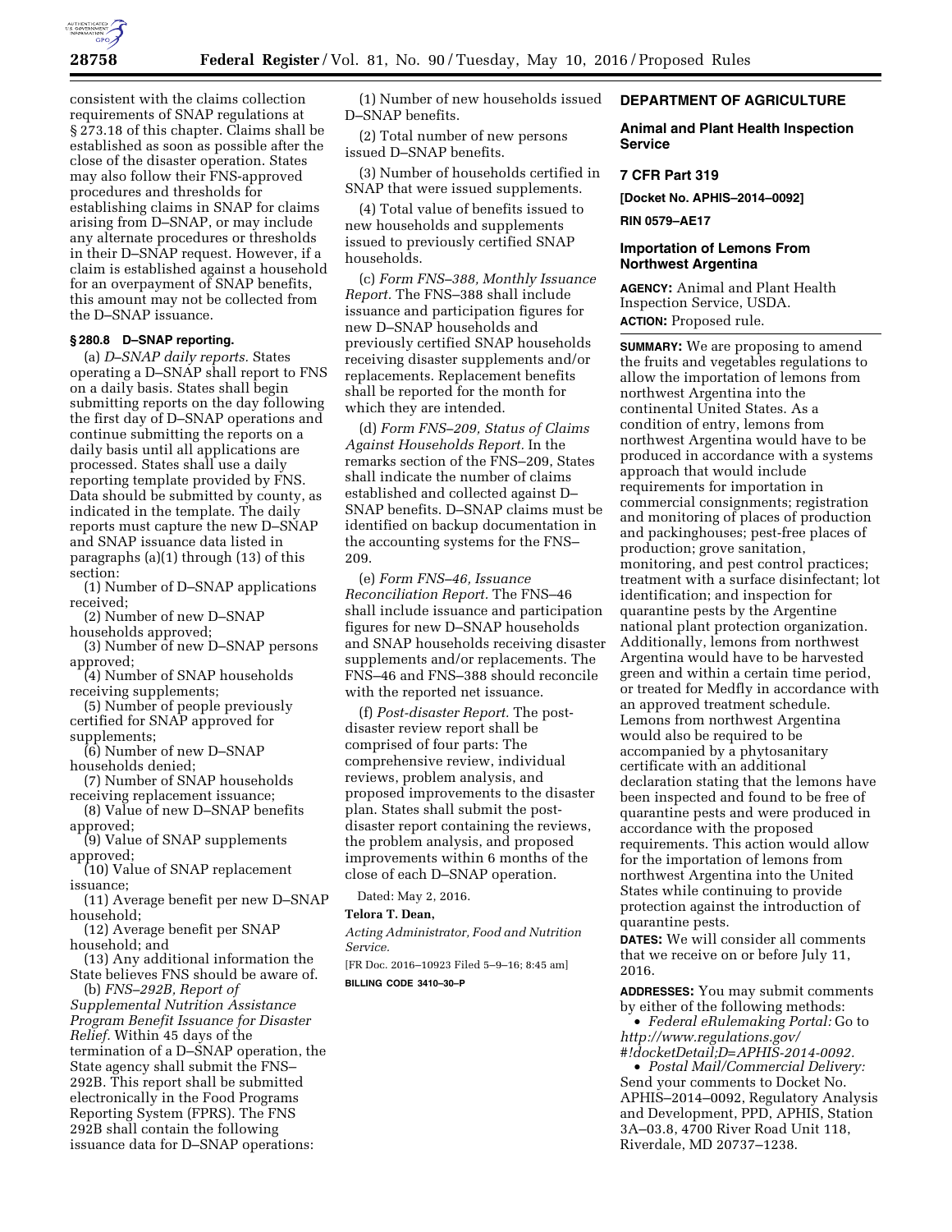consistent with the claims collection requirements of SNAP regulations at § 273.18 of this chapter. Claims shall be established as soon as possible after the close of the disaster operation. States may also follow their FNS-approved procedures and thresholds for establishing claims in SNAP for claims arising from D–SNAP, or may include any alternate procedures or thresholds in their D–SNAP request. However, if a claim is established against a household for an overpayment of SNAP benefits, this amount may not be collected from the D–SNAP issuance.

### § 280.8 D–SNAP reporting.

(a) *D–SNAP daily reports.* States operating a D–SNAP shall report to FNS on a daily basis. States shall begin submitting reports on the day following the first day of D–SNAP operations and continue submitting the reports on a daily basis until all applications are processed. States shall use a daily reporting template provided by FNS. Data should be submitted by county, as indicated in the template. The daily reports must capture the new D–SNAP and SNAP issuance data listed in paragraphs (a)(1) through (13) of this section:

(1) Number of D–SNAP applications received;

(2) Number of new D–SNAP households approved;

(3) Number of new D–SNAP persons approved;

(4) Number of SNAP households receiving supplements;

(5) Number of people previously certified for SNAP approved for supplements;

(6) Number of new D–SNAP households denied;

(7) Number of SNAP households receiving replacement issuance;

(8) Value of new D–SNAP benefits approved;

(9) Value of SNAP supplements approved;

(10) Value of SNAP replacement issuance;

(11) Average benefit per new D–SNAP household;

(12) Average benefit per SNAP household; and

(13) Any additional information the State believes FNS should be aware of.

(b) *FNS–292B, Report of Supplemental Nutrition Assistance Program Benefit Issuance for Disaster Relief.* Within 45 days of the termination of a D–SNAP operation, the State agency shall submit the FNS–292B. This report shall be submitted electronically in the Food Programs Reporting System (FPRS). The FNS 292B shall contain the following issuance data for D–SNAP operations:

(1) Number of new households issued D–SNAP benefits.

(2) Total number of new persons issued D–SNAP benefits.

(3) Number of households certified in SNAP that were issued supplements.

(4) Total value of benefits issued to new households and supplements issued to previously certified SNAP households.

(c) *Form FNS–388, Monthly Issuance Report.* The FNS–388 shall include issuance and participation figures for new D–SNAP households and previously certified SNAP households receiving disaster supplements and/or replacements. Replacement benefits shall be reported for the month for which they are intended.

(d) *Form FNS–209, Status of Claims Against Households Report.* In the remarks section of the FNS–209, States shall indicate the number of claims established and collected against D–SNAP benefits. D–SNAP claims must be identified on backup documentation in the accounting systems for the FNS–209.

(e) *Form FNS–46, Issuance Reconciliation Report.* The FNS–46 shall include issuance and participation figures for new D–SNAP households and SNAP households receiving disaster supplements and/or replacements. The FNS–46 and FNS–388 should reconcile with the reported net issuance.

(f) *Post-disaster Report.* The post-disaster review report shall be comprised of four parts: The comprehensive review, individual reviews, problem analysis, and proposed improvements to the disaster plan. States shall submit the post-disaster report containing the reviews, the problem analysis, and proposed improvements within 6 months of the close of each D–SNAP operation.

Dated: May 2, 2016.

**Telora T. Dean,**

*Acting Administrator, Food and Nutrition Service.*

[FR Doc. 2016–10923 Filed 5–9–16; 8:45 am]

**BILLING CODE 3410–30–P**

## DEPARTMENT OF AGRICULTURE

### Animal and Plant Health Inspection Service

### 7 CFR Part 319

**[Docket No. APHIS–2014–0092]**

**RIN 0579–AE17**

### Importation of Lemons From Northwest Argentina

**AGENCY:** Animal and Plant Health Inspection Service, USDA.

**ACTION:** Proposed rule.

**SUMMARY:** We are proposing to amend the fruits and vegetables regulations to allow the importation of lemons from northwest Argentina into the continental United States. As a condition of entry, lemons from northwest Argentina would have to be produced in accordance with a systems approach that would include requirements for importation in commercial consignments; registration and monitoring of places of production and packinghouses; pest-free places of production; grove sanitation, monitoring, and pest control practices; treatment with a surface disinfectant; lot identification; and inspection for quarantine pests by the Argentine national plant protection organization. Additionally, lemons from northwest Argentina would have to be harvested green and within a certain time period, or treated for Medfly in accordance with an approved treatment schedule. Lemons from northwest Argentina would also be required to be accompanied by a phytosanitary certificate with an additional declaration stating that the lemons have been inspected and found to be free of quarantine pests and were produced in accordance with the proposed requirements. This action would allow for the importation of lemons from northwest Argentina into the United States while continuing to provide protection against the introduction of quarantine pests.

**DATES:** We will consider all comments that we receive on or before July 11, 2016.

**ADDRESSES:** You may submit comments by either of the following methods:

- *Federal eRulemaking Portal:* Go to *http://www.regulations.gov/#!docketDetail;D=APHIS-2014-0092.*
- *Postal Mail/Commercial Delivery:* Send your comments to Docket No. APHIS–2014–0092, Regulatory Analysis and Development, PPD, APHIS, Station 3A–03.8, 4700 River Road Unit 118, Riverdale, MD 20737–1238.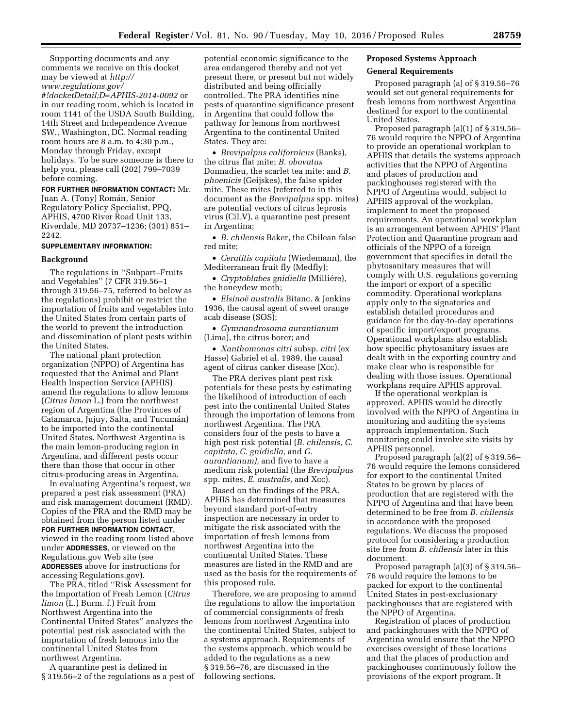Supporting documents and any comments we receive on this docket may be viewed at *http://www.regulations.gov/#!docketDetail;D=APHIS-2014-0092* or in our reading room, which is located in room 1141 of the USDA South Building, 14th Street and Independence Avenue SW., Washington, DC. Normal reading room hours are 8 a.m. to 4:30 p.m., Monday through Friday, except holidays. To be sure someone is there to help you, please call (202) 799–7039 before coming.

**FOR FURTHER INFORMATION CONTACT:** Mr. Juan A. (Tony) Román, Senior Regulatory Policy Specialist, PPQ, APHIS, 4700 River Road Unit 133, Riverdale, MD 20737–1236; (301) 851–2242.

**SUPPLEMENTARY INFORMATION:**

## Background

The regulations in ''Subpart–Fruits and Vegetables'' (7 CFR 319.56–1 through 319.56–75, referred to below as the regulations) prohibit or restrict the importation of fruits and vegetables into the United States from certain parts of the world to prevent the introduction and dissemination of plant pests within the United States.

The national plant protection organization (NPPO) of Argentina has requested that the Animal and Plant Health Inspection Service (APHIS) amend the regulations to allow lemons (*Citrus limon* L.) from the northwest region of Argentina (the Provinces of Catamarca, Jujuy, Salta, and Tucumán) to be imported into the continental United States. Northwest Argentina is the main lemon-producing region in Argentina, and different pests occur there than those that occur in other citrus-producing areas in Argentina.

In evaluating Argentina's request, we prepared a pest risk assessment (PRA) and risk management document (RMD). Copies of the PRA and the RMD may be obtained from the person listed under **FOR FURTHER INFORMATION CONTACT**, viewed in the reading room listed above under **ADDRESSES**, or viewed on the Regulations.gov Web site (see **ADDRESSES** above for instructions for accessing Regulations.gov).

The PRA, titled ''Risk Assessment for the Importation of Fresh Lemon (*Citrus limon* (L.) Burm. f.) Fruit from Northwest Argentina into the Continental United States'' analyzes the potential pest risk associated with the importation of fresh lemons into the continental United States from northwest Argentina.

A quarantine pest is defined in § 319.56–2 of the regulations as a pest of potential economic significance to the area endangered thereby and not yet present there, or present but not widely distributed and being officially controlled. The PRA identifies nine pests of quarantine significance present in Argentina that could follow the pathway for lemons from northwest Argentina to the continental United States. They are:

- *Brevipalpus californicus* (Banks), the citrus flat mite; *B. obovatus* Donnadieu, the scarlet tea mite; and *B. phoenicis* (Geijskes), the false spider mite. These mites (referred to in this document as the *Brevipalpus* spp. mites) are potential vectors of citrus leprosis virus (CiLV), a quarantine pest present in Argentina;
- *B. chilensis* Baker, the Chilean false red mite;
- *Ceratitis capitata* (Wiedemann), the Mediterranean fruit fly (Medfly);
- *Cryptoblabes gnidiella* (Milliére), the honeydew moth;
- *Elsinoë australis* Bitanc. & Jenkins 1936, the causal agent of sweet orange scab disease (SOS);
- *Gymnandrosoma aurantianum* (Lima), the citrus borer; and
- *Xanthomonas citri* subsp. *citri* (ex Hasse) Gabriel et al. 1989, the causal agent of citrus canker disease (Xcc).

The PRA derives plant pest risk potentials for these pests by estimating the likelihood of introduction of each pest into the continental United States through the importation of lemons from northwest Argentina. The PRA considers four of the pests to have a high pest risk potential (*B. chilensis, C. capitata, C. gnidiella,* and *G. aurantianum),* and five to have a medium risk potential (the *Brevipalpus* spp. mites, *E. australis,* and Xcc).

Based on the findings of the PRA, APHIS has determined that measures beyond standard port-of-entry inspection are necessary in order to mitigate the risk associated with the importation of fresh lemons from northwest Argentina into the continental United States. These measures are listed in the RMD and are used as the basis for the requirements of this proposed rule.

Therefore, we are proposing to amend the regulations to allow the importation of commercial consignments of fresh lemons from northwest Argentina into the continental United States, subject to a systems approach. Requirements of the systems approach, which would be added to the regulations as a new § 319.56–76, are discussed in the following sections.

## Proposed Systems Approach

### General Requirements

Proposed paragraph (a) of § 319.56–76 would set out general requirements for fresh lemons from northwest Argentina destined for export to the continental United States.

Proposed paragraph (a)(1) of § 319.56–76 would require the NPPO of Argentina to provide an operational workplan to APHIS that details the systems approach activities that the NPPO of Argentina and places of production and packinghouses registered with the NPPO of Argentina would, subject to APHIS approval of the workplan, implement to meet the proposed requirements. An operational workplan is an arrangement between APHIS' Plant Protection and Quarantine program and officials of the NPPO of a foreign government that specifies in detail the phytosanitary measures that will comply with U.S. regulations governing the import or export of a specific commodity. Operational workplans apply only to the signatories and establish detailed procedures and guidance for the day-to-day operations of specific import/export programs. Operational workplans also establish how specific phytosanitary issues are dealt with in the exporting country and make clear who is responsible for dealing with those issues. Operational workplans require APHIS approval.

If the operational workplan is approved, APHIS would be directly involved with the NPPO of Argentina in monitoring and auditing the systems approach implementation. Such monitoring could involve site visits by APHIS personnel.

Proposed paragraph (a)(2) of § 319.56–76 would require the lemons considered for export to the continental United States to be grown by places of production that are registered with the NPPO of Argentina and that have been determined to be free from *B. chilensis* in accordance with the proposed regulations. We discuss the proposed protocol for considering a production site free from *B. chilensis* later in this document.

Proposed paragraph (a)(3) of § 319.56–76 would require the lemons to be packed for export to the continental United States in pest-exclusionary packinghouses that are registered with the NPPO of Argentina.

Registration of places of production and packinghouses with the NPPO of Argentina would ensure that the NPPO exercises oversight of these locations and that the places of production and packinghouses continuously follow the provisions of the export program. It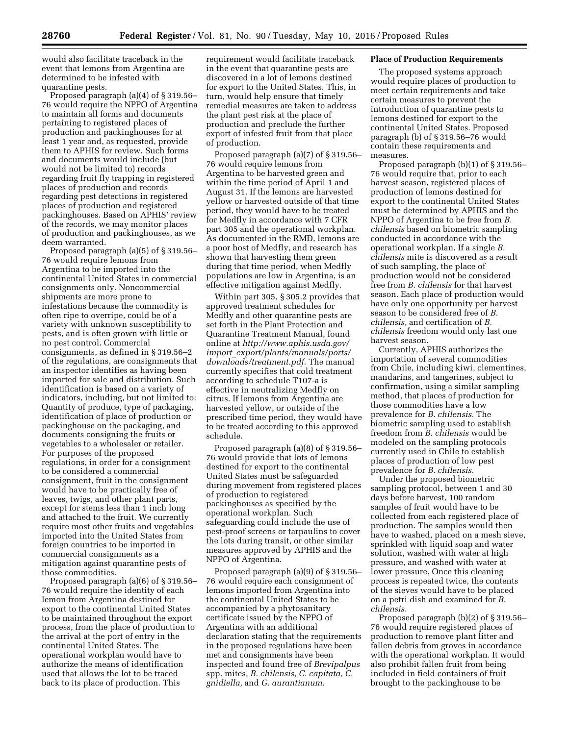would also facilitate traceback in the event that lemons from Argentina are determined to be infested with quarantine pests.

Proposed paragraph (a)(4) of § 319.56–76 would require the NPPO of Argentina to maintain all forms and documents pertaining to registered places of production and packinghouses for at least 1 year and, as requested, provide them to APHIS for review. Such forms and documents would include (but would not be limited to) records regarding fruit fly trapping in registered places of production and records regarding pest detections in registered places of production and registered packinghouses. Based on APHIS' review of the records, we may monitor places of production and packinghouses, as we deem warranted.

Proposed paragraph (a)(5) of § 319.56–76 would require lemons from Argentina to be imported into the continental United States in commercial consignments only. Noncommercial shipments are more prone to infestations because the commodity is often ripe to overripe, could be of a variety with unknown susceptibility to pests, and is often grown with little or no pest control. Commercial consignments, as defined in § 319.56–2 of the regulations, are consignments that an inspector identifies as having been imported for sale and distribution. Such identification is based on a variety of indicators, including, but not limited to: Quantity of produce, type of packaging, identification of place of production or packinghouse on the packaging, and documents consigning the fruits or vegetables to a wholesaler or retailer. For purposes of the proposed regulations, in order for a consignment to be considered a commercial consignment, fruit in the consignment would have to be practically free of leaves, twigs, and other plant parts, except for stems less than 1 inch long and attached to the fruit. We currently require most other fruits and vegetables imported into the United States from foreign countries to be imported in commercial consignments as a mitigation against quarantine pests of those commodities.

Proposed paragraph (a)(6) of § 319.56–76 would require the identity of each lemon from Argentina destined for export to the continental United States to be maintained throughout the export process, from the place of production to the arrival at the port of entry in the continental United States. The operational workplan would have to authorize the means of identification used that allows the lot to be traced back to its place of production. This requirement would facilitate traceback in the event that quarantine pests are discovered in a lot of lemons destined for export to the United States. This, in turn, would help ensure that timely remedial measures are taken to address the plant pest risk at the place of production and preclude the further export of infested fruit from that place of production.

Proposed paragraph (a)(7) of § 319.56–76 would require lemons from Argentina to be harvested green and within the time period of April 1 and August 31. If the lemons are harvested yellow or harvested outside of that time period, they would have to be treated for Medfly in accordance with 7 CFR part 305 and the operational workplan. As documented in the RMD, lemons are a poor host of Medfly, and research has shown that harvesting them green during that time period, when Medfly populations are low in Argentina, is an effective mitigation against Medfly.

Within part 305, § 305.2 provides that approved treatment schedules for Medfly and other quarantine pests are set forth in the Plant Protection and Quarantine Treatment Manual, found online at *http://www.aphis.usda.gov/import_export/plants/manuals/ports/downloads/treatment.pdf.* The manual currently specifies that cold treatment according to schedule T107-a is effective in neutralizing Medfly on citrus. If lemons from Argentina are harvested yellow, or outside of the prescribed time period, they would have to be treated according to this approved schedule.

Proposed paragraph (a)(8) of § 319.56–76 would provide that lots of lemons destined for export to the continental United States must be safeguarded during movement from registered places of production to registered packinghouses as specified by the operational workplan. Such safeguarding could include the use of pest-proof screens or tarpaulins to cover the lots during transit, or other similar measures approved by APHIS and the NPPO of Argentina.

Proposed paragraph (a)(9) of § 319.56–76 would require each consignment of lemons imported from Argentina into the continental United States to be accompanied by a phytosanitary certificate issued by the NPPO of Argentina with an additional declaration stating that the requirements in the proposed regulations have been met and consignments have been inspected and found free of *Brevipalpus* spp. mites, *B. chilensis, C. capitata, C. gnidiella,* and *G. aurantianum.*

**Place of Production Requirements**

The proposed systems approach would require places of production to meet certain requirements and take certain measures to prevent the introduction of quarantine pests to lemons destined for export to the continental United States. Proposed paragraph (b) of § 319.56–76 would contain these requirements and measures.

Proposed paragraph (b)(1) of § 319.56–76 would require that, prior to each harvest season, registered places of production of lemons destined for export to the continental United States must be determined by APHIS and the NPPO of Argentina to be free from *B. chilensis* based on biometric sampling conducted in accordance with the operational workplan. If a single *B. chilensis* mite is discovered as a result of such sampling, the place of production would not be considered free from *B. chilensis* for that harvest season. Each place of production would have only one opportunity per harvest season to be considered free of *B. chilensis,* and certification of *B. chilensis* freedom would only last one harvest season.

Currently, APHIS authorizes the importation of several commodities from Chile, including kiwi, clementines, mandarins, and tangerines, subject to confirmation, using a similar sampling method, that places of production for those commodities have a low prevalence for *B. chilensis.* The biometric sampling used to establish freedom from *B. chilensis* would be modeled on the sampling protocols currently used in Chile to establish places of production of low pest prevalence for *B. chilensis.*

Under the proposed biometric sampling protocol, between 1 and 30 days before harvest, 100 random samples of fruit would have to be collected from each registered place of production. The samples would then have to washed, placed on a mesh sieve, sprinkled with liquid soap and water solution, washed with water at high pressure, and washed with water at lower pressure. Once this cleaning process is repeated twice, the contents of the sieves would have to be placed on a petri dish and examined for *B. chilensis.*

Proposed paragraph (b)(2) of § 319.56–76 would require registered places of production to remove plant litter and fallen debris from groves in accordance with the operational workplan. It would also prohibit fallen fruit from being included in field containers of fruit brought to the packinghouse to be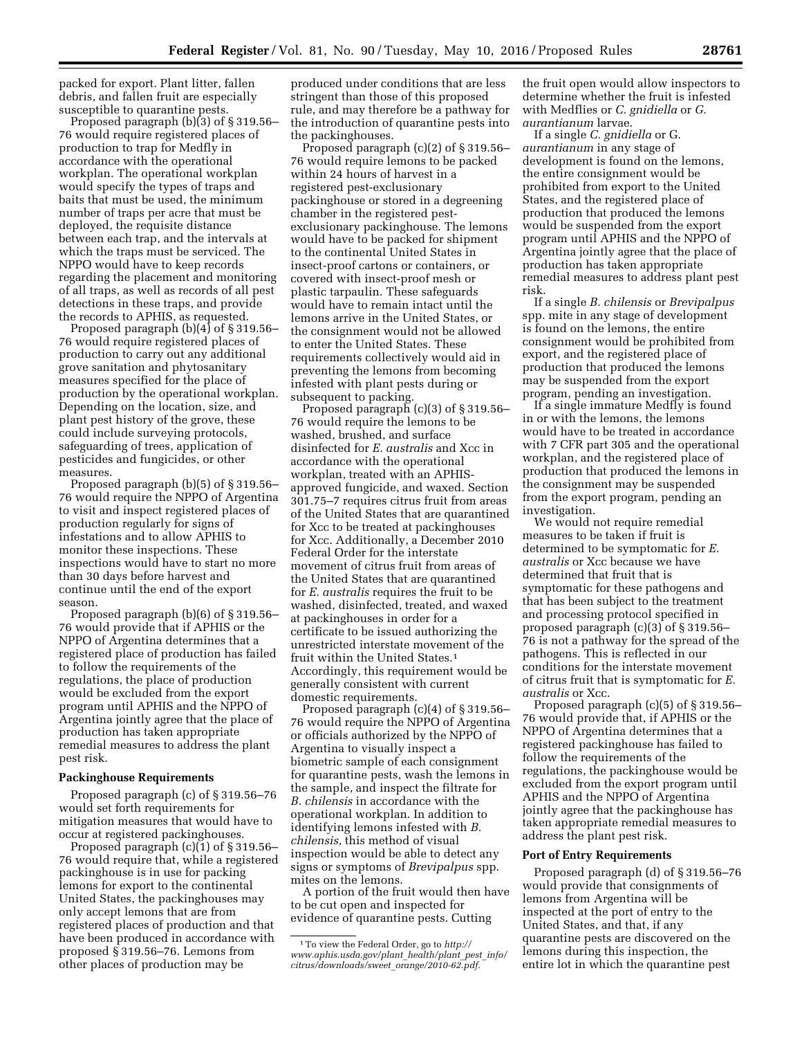packed for export. Plant litter, fallen debris, and fallen fruit are especially susceptible to quarantine pests.

Proposed paragraph (b)(3) of § 319.56–76 would require registered places of production to trap for Medfly in accordance with the operational workplan. The operational workplan would specify the types of traps and baits that must be used, the minimum number of traps per acre that must be deployed, the requisite distance between each trap, and the intervals at which the traps must be serviced. The NPPO would have to keep records regarding the placement and monitoring of all traps, as well as records of all pest detections in these traps, and provide the records to APHIS, as requested.

Proposed paragraph (b)(4) of § 319.56–76 would require registered places of production to carry out any additional grove sanitation and phytosanitary measures specified for the place of production by the operational workplan. Depending on the location, size, and plant pest history of the grove, these could include surveying protocols, safeguarding of trees, application of pesticides and fungicides, or other measures.

Proposed paragraph (b)(5) of § 319.56–76 would require the NPPO of Argentina to visit and inspect registered places of production regularly for signs of infestations and to allow APHIS to monitor these inspections. These inspections would have to start no more than 30 days before harvest and continue until the end of the export season.

Proposed paragraph (b)(6) of § 319.56–76 would provide that if APHIS or the NPPO of Argentina determines that a registered place of production has failed to follow the requirements of the regulations, the place of production would be excluded from the export program until APHIS and the NPPO of Argentina jointly agree that the place of production has taken appropriate remedial measures to address the plant pest risk.

**Packinghouse Requirements**

Proposed paragraph (c) of § 319.56–76 would set forth requirements for mitigation measures that would have to occur at registered packinghouses.

Proposed paragraph (c)(1) of § 319.56–76 would require that, while a registered packinghouse is in use for packing lemons for export to the continental United States, the packinghouses may only accept lemons that are from registered places of production and that have been produced in accordance with proposed § 319.56–76. Lemons from other places of production may be produced under conditions that are less stringent than those of this proposed rule, and may therefore be a pathway for the introduction of quarantine pests into the packinghouses.

Proposed paragraph (c)(2) of § 319.56–76 would require lemons to be packed within 24 hours of harvest in a registered pest-exclusionary packinghouse or stored in a degreening chamber in the registered pest-exclusionary packinghouse. The lemons would have to be packed for shipment to the continental United States in insect-proof cartons or containers, or covered with insect-proof mesh or plastic tarpaulin. These safeguards would have to remain intact until the lemons arrive in the United States, or the consignment would not be allowed to enter the United States. These requirements collectively would aid in preventing the lemons from becoming infested with plant pests during or subsequent to packing.

Proposed paragraph (c)(3) of § 319.56–76 would require the lemons to be washed, brushed, and surface disinfected for *E. australis* and Xcc in accordance with the operational workplan, treated with an APHIS-approved fungicide, and waxed. Section 301.75–7 requires citrus fruit from areas of the United States that are quarantined for Xcc to be treated at packinghouses for Xcc. Additionally, a December 2010 Federal Order for the interstate movement of citrus fruit from areas of the United States that are quarantined for *E. australis* requires the fruit to be washed, disinfected, treated, and waxed at packinghouses in order for a certificate to be issued authorizing the unrestricted interstate movement of the fruit within the United States.[1] Accordingly, this requirement would be generally consistent with current domestic requirements.

Proposed paragraph (c)(4) of § 319.56–76 would require the NPPO of Argentina or officials authorized by the NPPO of Argentina to visually inspect a biometric sample of each consignment for quarantine pests, wash the lemons in the sample, and inspect the filtrate for *B. chilensis* in accordance with the operational workplan. In addition to identifying lemons infested with *B. chilensis,* this method of visual inspection would be able to detect any signs or symptoms of *Brevipalpus* spp. mites on the lemons.

A portion of the fruit would then have to be cut open and inspected for evidence of quarantine pests. Cutting the fruit open would allow inspectors to determine whether the fruit is infested with Medflies or *C. gnidiella* or *G. aurantianum* larvae.

If a single *C. gnidiella* or G. *aurantianum* in any stage of development is found on the lemons, the entire consignment would be prohibited from export to the United States, and the registered place of production that produced the lemons would be suspended from the export program until APHIS and the NPPO of Argentina jointly agree that the place of production has taken appropriate remedial measures to address plant pest risk.

If a single *B. chilensis* or *Brevipalpus* spp. mite in any stage of development is found on the lemons, the entire consignment would be prohibited from export, and the registered place of production that produced the lemons may be suspended from the export program, pending an investigation.

If a single immature Medfly is found in or with the lemons, the lemons would have to be treated in accordance with 7 CFR part 305 and the operational workplan, and the registered place of production that produced the lemons in the consignment may be suspended from the export program, pending an investigation.

We would not require remedial measures to be taken if fruit is determined to be symptomatic for *E. australis* or Xcc because we have determined that fruit that is symptomatic for these pathogens and that has been subject to the treatment and processing protocol specified in proposed paragraph (c)(3) of § 319.56–76 is not a pathway for the spread of the pathogens. This is reflected in our conditions for the interstate movement of citrus fruit that is symptomatic for *E. australis* or Xcc.

Proposed paragraph (c)(5) of § 319.56–76 would provide that, if APHIS or the NPPO of Argentina determines that a registered packinghouse has failed to follow the requirements of the regulations, the packinghouse would be excluded from the export program until APHIS and the NPPO of Argentina jointly agree that the packinghouse has taken appropriate remedial measures to address the plant pest risk.

**Port of Entry Requirements**

Proposed paragraph (d) of § 319.56–76 would provide that consignments of lemons from Argentina will be inspected at the port of entry to the United States, and that, if any quarantine pests are discovered on the lemons during this inspection, the entire lot in which the quarantine pest

---

[1] To view the Federal Order, go to *http://www.aphis.usda.gov/plant_health/plant_pest_info/citrus/downloads/sweet_orange/2010-62.pdf.*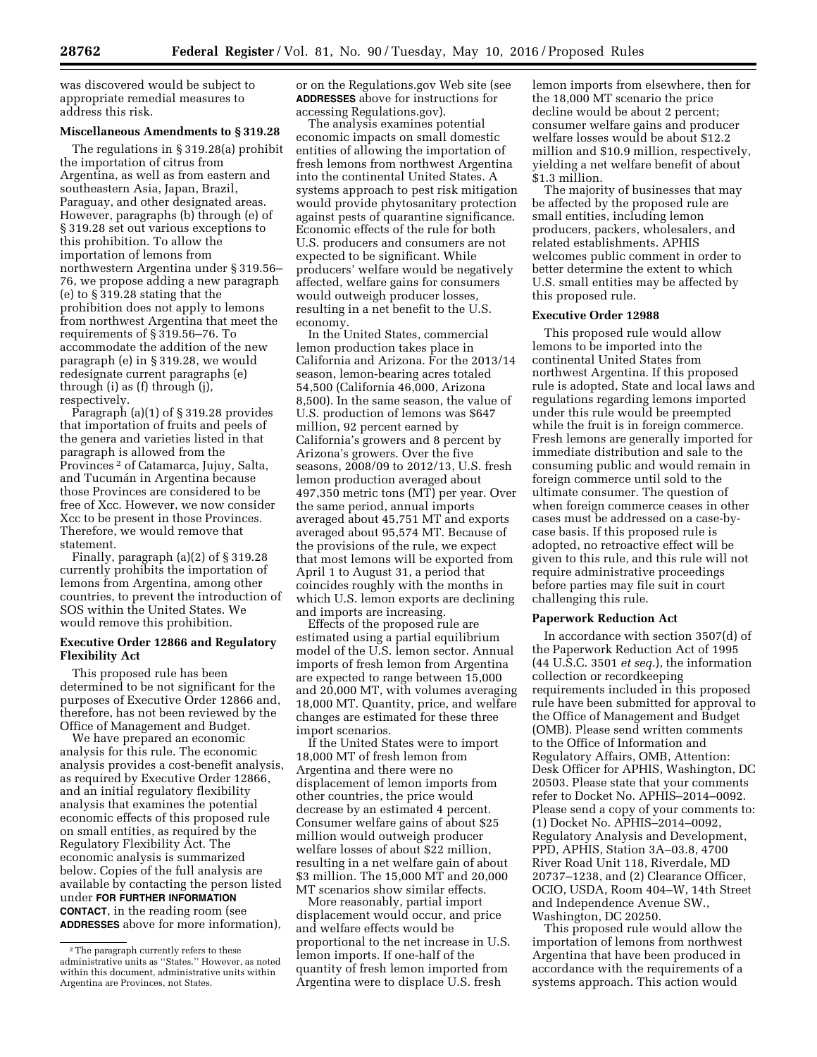was discovered would be subject to appropriate remedial measures to address this risk.

### Miscellaneous Amendments to § 319.28

The regulations in § 319.28(a) prohibit the importation of citrus from Argentina, as well as from eastern and southeastern Asia, Japan, Brazil, Paraguay, and other designated areas. However, paragraphs (b) through (e) of § 319.28 set out various exceptions to this prohibition. To allow the importation of lemons from northwestern Argentina under § 319.56–76, we propose adding a new paragraph (e) to § 319.28 stating that the prohibition does not apply to lemons from northwest Argentina that meet the requirements of § 319.56–76. To accommodate the addition of the new paragraph (e) in § 319.28, we would redesignate current paragraphs (e) through (i) as (f) through (j), respectively.

Paragraph (a)(1) of § 319.28 provides that importation of fruits and peels of the genera and varieties listed in that paragraph is allowed from the Provinces [2] of Catamarca, Jujuy, Salta, and Tucumán in Argentina because those Provinces are considered to be free of Xcc. However, we now consider Xcc to be present in those Provinces. Therefore, we would remove that statement.

Finally, paragraph (a)(2) of § 319.28 currently prohibits the importation of lemons from Argentina, among other countries, to prevent the introduction of SOS within the United States. We would remove this prohibition.

### Executive Order 12866 and Regulatory Flexibility Act

This proposed rule has been determined to be not significant for the purposes of Executive Order 12866 and, therefore, has not been reviewed by the Office of Management and Budget.

We have prepared an economic analysis for this rule. The economic analysis provides a cost-benefit analysis, as required by Executive Order 12866, and an initial regulatory flexibility analysis that examines the potential economic effects of this proposed rule on small entities, as required by the Regulatory Flexibility Act. The economic analysis is summarized below. Copies of the full analysis are available by contacting the person listed under **FOR FURTHER INFORMATION CONTACT**, in the reading room (see **ADDRESSES** above for more information), or on the Regulations.gov Web site (see **ADDRESSES** above for instructions for accessing Regulations.gov).

The analysis examines potential economic impacts on small domestic entities of allowing the importation of fresh lemons from northwest Argentina into the continental United States. A systems approach to pest risk mitigation would provide phytosanitary protection against pests of quarantine significance. Economic effects of the rule for both U.S. producers and consumers are not expected to be significant. While producers' welfare would be negatively affected, welfare gains for consumers would outweigh producer losses, resulting in a net benefit to the U.S. economy.

In the United States, commercial lemon production takes place in California and Arizona. For the 2013/14 season, lemon-bearing acres totaled 54,500 (California 46,000, Arizona 8,500). In the same season, the value of U.S. production of lemons was $647 million, 92 percent earned by California's growers and 8 percent by Arizona's growers. Over the five seasons, 2008/09 to 2012/13, U.S. fresh lemon production averaged about 497,350 metric tons (MT) per year. Over the same period, annual imports averaged about 45,751 MT and exports averaged about 95,574 MT. Because of the provisions of the rule, we expect that most lemons will be exported from April 1 to August 31, a period that coincides roughly with the months in which U.S. lemon exports are declining and imports are increasing.

Effects of the proposed rule are estimated using a partial equilibrium model of the U.S. lemon sector. Annual imports of fresh lemon from Argentina are expected to range between 15,000 and 20,000 MT, with volumes averaging 18,000 MT. Quantity, price, and welfare changes are estimated for these three import scenarios.

If the United States were to import 18,000 MT of fresh lemon from Argentina and there were no displacement of lemon imports from other countries, the price would decrease by an estimated 4 percent. Consumer welfare gains of about $25 million would outweigh producer welfare losses of about $22 million, resulting in a net welfare gain of about $3 million. The 15,000 MT and 20,000 MT scenarios show similar effects.

More reasonably, partial import displacement would occur, and price and welfare effects would be proportional to the net increase in U.S. lemon imports. If one-half of the quantity of fresh lemon imported from Argentina were to displace U.S. fresh lemon imports from elsewhere, then for the 18,000 MT scenario the price decline would be about 2 percent; consumer welfare gains and producer welfare losses would be about $12.2 million and $10.9 million, respectively, yielding a net welfare benefit of about $1.3 million.

The majority of businesses that may be affected by the proposed rule are small entities, including lemon producers, packers, wholesalers, and related establishments. APHIS welcomes public comment in order to better determine the extent to which U.S. small entities may be affected by this proposed rule.

### Executive Order 12988

This proposed rule would allow lemons to be imported into the continental United States from northwest Argentina. If this proposed rule is adopted, State and local laws and regulations regarding lemons imported under this rule would be preempted while the fruit is in foreign commerce. Fresh lemons are generally imported for immediate distribution and sale to the consuming public and would remain in foreign commerce until sold to the ultimate consumer. The question of when foreign commerce ceases in other cases must be addressed on a case-by-case basis. If this proposed rule is adopted, no retroactive effect will be given to this rule, and this rule will not require administrative proceedings before parties may file suit in court challenging this rule.

### Paperwork Reduction Act

In accordance with section 3507(d) of the Paperwork Reduction Act of 1995 (44 U.S.C. 3501 *et seq.*), the information collection or recordkeeping requirements included in this proposed rule have been submitted for approval to the Office of Management and Budget (OMB). Please send written comments to the Office of Information and Regulatory Affairs, OMB, Attention: Desk Officer for APHIS, Washington, DC 20503. Please state that your comments refer to Docket No. APHIS–2014–0092. Please send a copy of your comments to: (1) Docket No. APHIS–2014–0092, Regulatory Analysis and Development, PPD, APHIS, Station 3A–03.8, 4700 River Road Unit 118, Riverdale, MD 20737–1238, and (2) Clearance Officer, OCIO, USDA, Room 404–W, 14th Street and Independence Avenue SW., Washington, DC 20250.

This proposed rule would allow the importation of lemons from northwest Argentina that have been produced in accordance with the requirements of a systems approach. This action would

[2] The paragraph currently refers to these administrative units as "States." However, as noted within this document, administrative units within Argentina are Provinces, not States.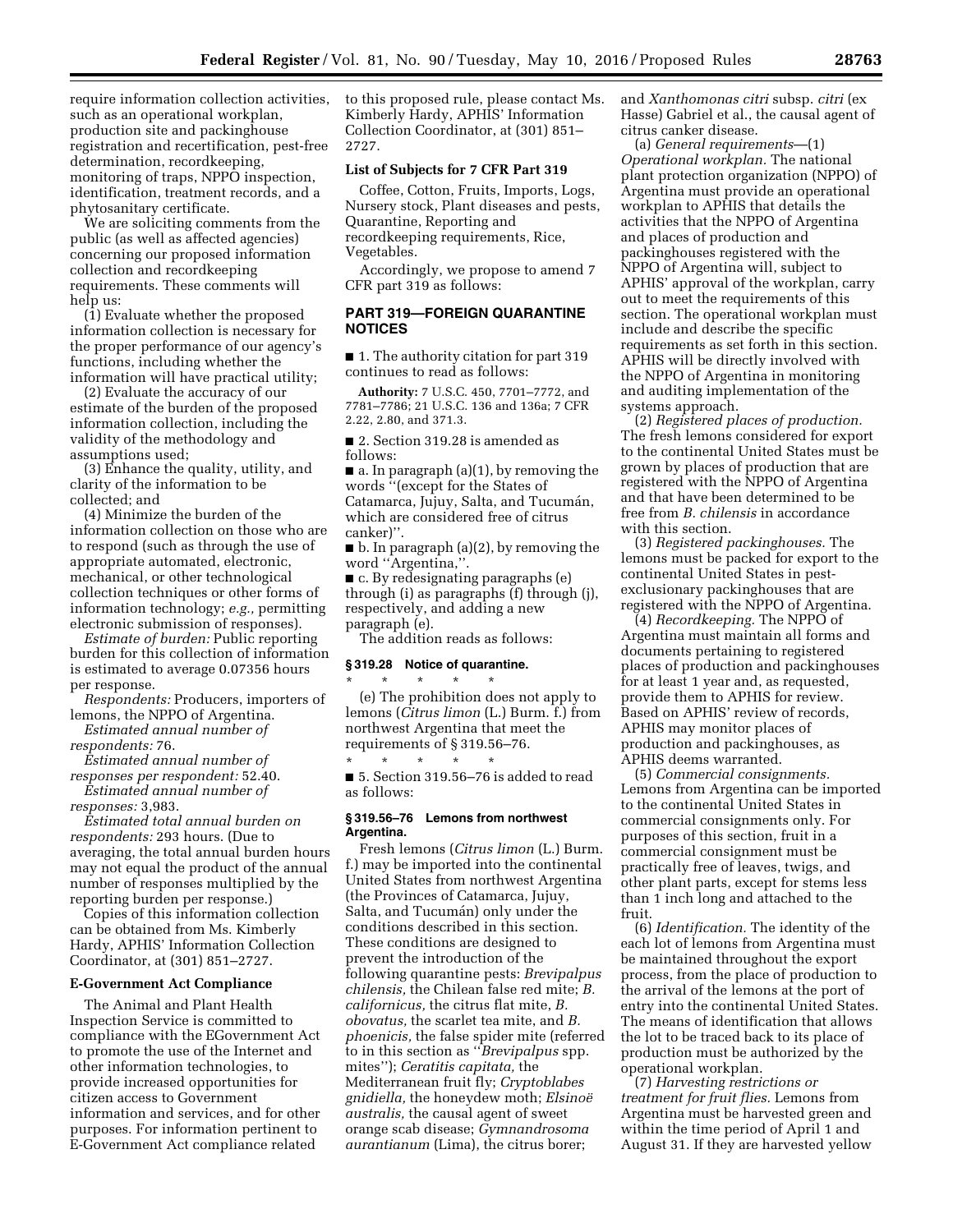require information collection activities, such as an operational workplan, production site and packinghouse registration and recertification, pest-free determination, recordkeeping, monitoring of traps, NPPO inspection, identification, treatment records, and a phytosanitary certificate.

We are soliciting comments from the public (as well as affected agencies) concerning our proposed information collection and recordkeeping requirements. These comments will help us:

(1) Evaluate whether the proposed information collection is necessary for the proper performance of our agency's functions, including whether the information will have practical utility;

(2) Evaluate the accuracy of our estimate of the burden of the proposed information collection, including the validity of the methodology and assumptions used;

(3) Enhance the quality, utility, and clarity of the information to be collected; and

(4) Minimize the burden of the information collection on those who are to respond (such as through the use of appropriate automated, electronic, mechanical, or other technological collection techniques or other forms of information technology; *e.g.,* permitting electronic submission of responses).

*Estimate of burden:* Public reporting burden for this collection of information is estimated to average 0.07356 hours per response.

*Respondents:* Producers, importers of lemons, the NPPO of Argentina.

*Estimated annual number of respondents:* 76.

*Estimated annual number of responses per respondent:* 52.40.

*Estimated annual number of responses:* 3,983.

*Estimated total annual burden on respondents:* 293 hours. (Due to averaging, the total annual burden hours may not equal the product of the annual number of responses multiplied by the reporting burden per response.)

Copies of this information collection can be obtained from Ms. Kimberly Hardy, APHIS' Information Collection Coordinator, at (301) 851–2727.

## E-Government Act Compliance

The Animal and Plant Health Inspection Service is committed to compliance with the EGovernment Act to promote the use of the Internet and other information technologies, to provide increased opportunities for citizen access to Government information and services, and for other purposes. For information pertinent to E-Government Act compliance related to this proposed rule, please contact Ms. Kimberly Hardy, APHIS' Information Collection Coordinator, at (301) 851–2727.

## List of Subjects for 7 CFR Part 319

Coffee, Cotton, Fruits, Imports, Logs, Nursery stock, Plant diseases and pests, Quarantine, Reporting and recordkeeping requirements, Rice, Vegetables.

Accordingly, we propose to amend 7 CFR part 319 as follows:

## PART 319—FOREIGN QUARANTINE NOTICES

■ 1. The authority citation for part 319 continues to read as follows:

**Authority:** 7 U.S.C. 450, 7701–7772, and 7781–7786; 21 U.S.C. 136 and 136a; 7 CFR 2.22, 2.80, and 371.3.

■ 2. Section 319.28 is amended as follows:

■ a. In paragraph (a)(1), by removing the words "(except for the States of Catamarca, Jujuy, Salta, and Tucumán, which are considered free of citrus canker)".

■ b. In paragraph (a)(2), by removing the word "Argentina,".

■ c. By redesignating paragraphs (e) through (i) as paragraphs (f) through (j), respectively, and adding a new paragraph (e).

The addition reads as follows:

### § 319.28 Notice of quarantine.

\* \* \* \* \*

(e) The prohibition does not apply to lemons (*Citrus limon* (L.) Burm. f.) from northwest Argentina that meet the requirements of § 319.56–76.

\* \* \* \* \*

■ 5. Section 319.56–76 is added to read as follows:

### § 319.56–76 Lemons from northwest Argentina.

Fresh lemons (*Citrus limon* (L.) Burm. f.) may be imported into the continental United States from northwest Argentina (the Provinces of Catamarca, Jujuy, Salta, and Tucumán) only under the conditions described in this section. These conditions are designed to prevent the introduction of the following quarantine pests: *Brevipalpus chilensis,* the Chilean false red mite; *B. californicus,* the citrus flat mite, *B. obovatus,* the scarlet tea mite, and *B. phoenicis,* the false spider mite (referred to in this section as "*Brevipalpus* spp. mites"); *Ceratitis capitata,* the Mediterranean fruit fly; *Cryptoblabes gnidiella,* the honeydew moth; *Elsinoë australis,* the causal agent of sweet orange scab disease; *Gymnandrosoma aurantianum* (Lima), the citrus borer; and *Xanthomonas citri* subsp. *citri* (ex Hasse) Gabriel et al., the causal agent of citrus canker disease.

(a) *General requirements*—(1) *Operational workplan.* The national plant protection organization (NPPO) of Argentina must provide an operational workplan to APHIS that details the activities that the NPPO of Argentina and places of production and packinghouses registered with the NPPO of Argentina will, subject to APHIS' approval of the workplan, carry out to meet the requirements of this section. The operational workplan must include and describe the specific requirements as set forth in this section. APHIS will be directly involved with the NPPO of Argentina in monitoring and auditing implementation of the systems approach.

(2) *Registered places of production.* The fresh lemons considered for export to the continental United States must be grown by places of production that are registered with the NPPO of Argentina and that have been determined to be free from *B. chilensis* in accordance with this section.

(3) *Registered packinghouses.* The lemons must be packed for export to the continental United States in pest-exclusionary packinghouses that are registered with the NPPO of Argentina.

(4) *Recordkeeping.* The NPPO of Argentina must maintain all forms and documents pertaining to registered places of production and packinghouses for at least 1 year and, as requested, provide them to APHIS for review. Based on APHIS' review of records, APHIS may monitor places of production and packinghouses, as APHIS deems warranted.

(5) *Commercial consignments.* Lemons from Argentina can be imported to the continental United States in commercial consignments only. For purposes of this section, fruit in a commercial consignment must be practically free of leaves, twigs, and other plant parts, except for stems less than 1 inch long and attached to the fruit.

(6) *Identification.* The identity of the each lot of lemons from Argentina must be maintained throughout the export process, from the place of production to the arrival of the lemons at the port of entry into the continental United States. The means of identification that allows the lot to be traced back to its place of production must be authorized by the operational workplan.

(7) *Harvesting restrictions or treatment for fruit flies.* Lemons from Argentina must be harvested green and within the time period of April 1 and August 31. If they are harvested yellow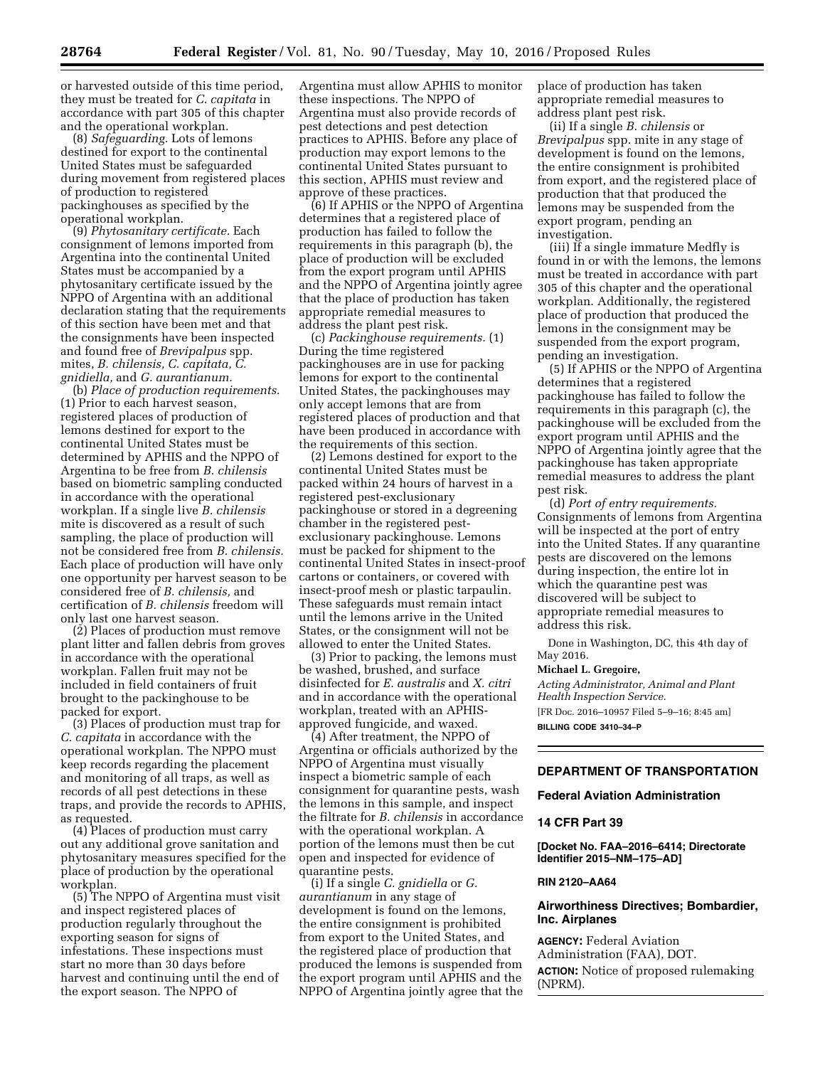or harvested outside of this time period, they must be treated for *C. capitata* in accordance with part 305 of this chapter and the operational workplan.

(8) *Safeguarding.* Lots of lemons destined for export to the continental United States must be safeguarded during movement from registered places of production to registered packinghouses as specified by the operational workplan.

(9) *Phytosanitary certificate.* Each consignment of lemons imported from Argentina into the continental United States must be accompanied by a phytosanitary certificate issued by the NPPO of Argentina with an additional declaration stating that the requirements of this section have been met and that the consignments have been inspected and found free of *Brevipalpus* spp. mites, *B. chilensis, C. capitata, C. gnidiella,* and *G. aurantianum.*

(b) *Place of production requirements.* (1) Prior to each harvest season, registered places of production of lemons destined for export to the continental United States must be determined by APHIS and the NPPO of Argentina to be free from *B. chilensis* based on biometric sampling conducted in accordance with the operational workplan. If a single live *B. chilensis* mite is discovered as a result of such sampling, the place of production will not be considered free from *B. chilensis.* Each place of production will have only one opportunity per harvest season to be considered free of *B. chilensis,* and certification of *B. chilensis* freedom will only last one harvest season.

(2) Places of production must remove plant litter and fallen debris from groves in accordance with the operational workplan. Fallen fruit may not be included in field containers of fruit brought to the packinghouse to be packed for export.

(3) Places of production must trap for *C. capitata* in accordance with the operational workplan. The NPPO must keep records regarding the placement and monitoring of all traps, as well as records of all pest detections in these traps, and provide the records to APHIS, as requested.

(4) Places of production must carry out any additional grove sanitation and phytosanitary measures specified for the place of production by the operational workplan.

(5) The NPPO of Argentina must visit and inspect registered places of production regularly throughout the exporting season for signs of infestations. These inspections must start no more than 30 days before harvest and continuing until the end of the export season. The NPPO of Argentina must allow APHIS to monitor these inspections. The NPPO of Argentina must also provide records of pest detections and pest detection practices to APHIS. Before any place of production may export lemons to the continental United States pursuant to this section, APHIS must review and approve of these practices.

(6) If APHIS or the NPPO of Argentina determines that a registered place of production has failed to follow the requirements in this paragraph (b), the place of production will be excluded from the export program until APHIS and the NPPO of Argentina jointly agree that the place of production has taken appropriate remedial measures to address the plant pest risk.

(c) *Packinghouse requirements.* (1) During the time registered packinghouses are in use for packing lemons for export to the continental United States, the packinghouses may only accept lemons that are from registered places of production and that have been produced in accordance with the requirements of this section.

(2) Lemons destined for export to the continental United States must be packed within 24 hours of harvest in a registered pest-exclusionary packinghouse or stored in a degreening chamber in the registered pest-exclusionary packinghouse. Lemons must be packed for shipment to the continental United States in insect-proof cartons or containers, or covered with insect-proof mesh or plastic tarpaulin. These safeguards must remain intact until the lemons arrive in the United States, or the consignment will not be allowed to enter the United States.

(3) Prior to packing, the lemons must be washed, brushed, and surface disinfected for *E. australis* and *X. citri* and in accordance with the operational workplan, treated with an APHIS-approved fungicide, and waxed.

(4) After treatment, the NPPO of Argentina or officials authorized by the NPPO of Argentina must visually inspect a biometric sample of each consignment for quarantine pests, wash the lemons in this sample, and inspect the filtrate for *B. chilensis* in accordance with the operational workplan. A portion of the lemons must then be cut open and inspected for evidence of quarantine pests.

(i) If a single *C. gnidiella* or *G. aurantianum* in any stage of development is found on the lemons, the entire consignment is prohibited from export to the United States, and the registered place of production that produced the lemons is suspended from the export program until APHIS and the NPPO of Argentina jointly agree that the place of production has taken appropriate remedial measures to address plant pest risk.

(ii) If a single *B. chilensis* or *Brevipalpus* spp. mite in any stage of development is found on the lemons, the entire consignment is prohibited from export, and the registered place of production that that produced the lemons may be suspended from the export program, pending an investigation.

(iii) If a single immature Medfly is found in or with the lemons, the lemons must be treated in accordance with part 305 of this chapter and the operational workplan. Additionally, the registered place of production that produced the lemons in the consignment may be suspended from the export program, pending an investigation.

(5) If APHIS or the NPPO of Argentina determines that a registered packinghouse has failed to follow the requirements in this paragraph (c), the packinghouse will be excluded from the export program until APHIS and the NPPO of Argentina jointly agree that the packinghouse has taken appropriate remedial measures to address the plant pest risk.

(d) *Port of entry requirements.* Consignments of lemons from Argentina will be inspected at the port of entry into the United States. If any quarantine pests are discovered on the lemons during inspection, the entire lot in which the quarantine pest was discovered will be subject to appropriate remedial measures to address this risk.

Done in Washington, DC, this 4th day of May 2016.

**Michael L. Gregoire,**

*Acting Administrator, Animal and Plant Health Inspection Service.*

[FR Doc. 2016–10957 Filed 5–9–16; 8:45 am]

**BILLING CODE 3410–34–P**

---

## DEPARTMENT OF TRANSPORTATION

### Federal Aviation Administration

### 14 CFR Part 39

**[Docket No. FAA–2016–6414; Directorate Identifier 2015–NM–175–AD]**

**RIN 2120–AA64**

### Airworthiness Directives; Bombardier, Inc. Airplanes

**AGENCY:** Federal Aviation Administration (FAA), DOT.

**ACTION:** Notice of proposed rulemaking (NPRM).